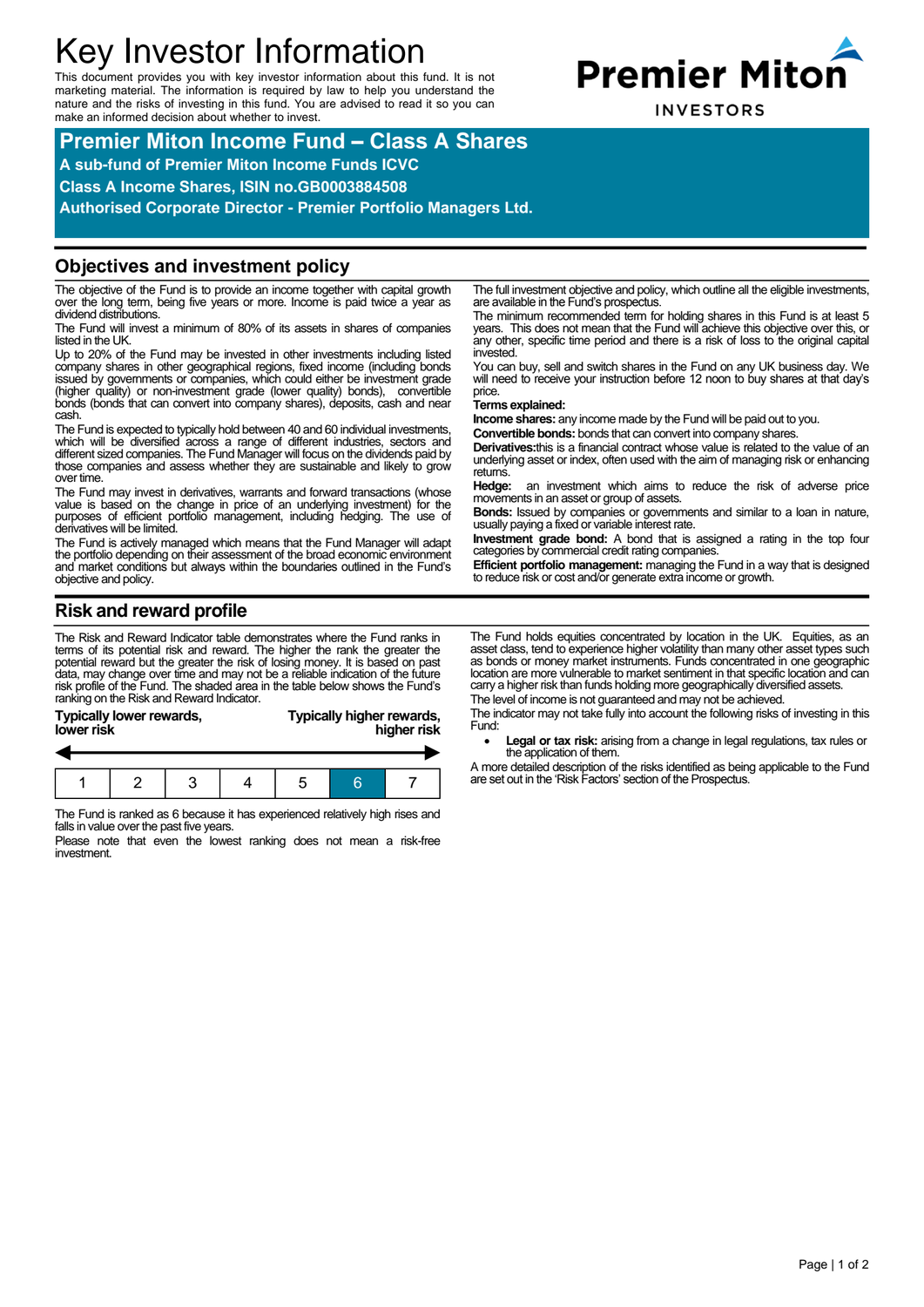# Key Investor Information

This document provides you with key investor information about this fund. It is not marketing material. The information is required by law to help you understand the nature and the risks of investing in this fund. You are advised to read it so you can make an informed decision about whether to invest.

Premier Miton INVESTORS

## Premier Miton Income Fund – Class A Shares

**A sub-fund of Premier Miton Income Funds ICVC**

**Class A Income Shares, ISIN no.GB0003884508**

**Authorised Corporate Director - Premier Portfolio Managers Ltd.**

## Objectives and investment policy

The objective of the Fund is to provide an income together with capital growth over the long term, being five years or more. Income is paid twice a year as dividend distributions.

The Fund will invest a minimum of 80% of its assets in shares of companies listed in the UK.

Up to 20% of the Fund may be invested in other investments including listed company shares in other geographical regions, fixed income (including bonds issued by governments or companies, which could either be investment grade (higher quality) or non-investment grade (lower quality) bonds), convertible bonds (bonds that can convert into company shares), deposits, cash and near cash.

The Fund is expected to typically hold between 40 and 60 individual investments, which will be diversified across a range of different industries, sectors and different sized companies. The Fund Manager will focus on the dividends paid by those companies and assess whether they are sustainable and likely to grow over time.

The Fund may invest in derivatives, warrants and forward transactions (whose value is based on the change in price of an underlying investment) for the purposes of efficient portfolio management, including hedging. The use of derivatives will be limited.

The Fund is actively managed which means that the Fund Manager will adapt the portfolio depending on their assessment of the broad economic environment and market conditions but always within the boundaries outlined in the Fund's objective and policy.

The full investment objective and policy, which outline all the eligible investments, are available in the Fund's prospectus.

The minimum recommended term for holding shares in this Fund is at least 5 years. This does not mean that the Fund will achieve this objective over this, or any other, specific time period and there is a risk of loss to the original capital invested.

You can buy, sell and switch shares in the Fund on any UK business day. We will need to receive your instruction before 12 noon to buy shares at that day's price.

**Terms explained:**

**Income shares:** any income made by the Fund will be paid out to you.

**Convertible bonds:** bonds that can convert into company shares.

**Derivatives:**this is a financial contract whose value is related to the value of an underlying asset or index, often used with the aim of managing risk or enhancing returns.

**Hedge:** an investment which aims to reduce the risk of adverse price movements in an asset or group of assets.

**Bonds:** Issued by companies or governments and similar to a loan in nature, usually paying a fixed or variable interest rate.

**Investment grade bond:** A bond that is assigned a rating in the top four categories by commercial credit rating companies.

**Efficient portfolio management:** managing the Fund in a way that is designed to reduce risk or cost and/or generate extra income or growth.

## Risk and reward profile

The Risk and Reward Indicator table demonstrates where the Fund ranks in terms of its potential risk and reward. The higher the rank the greater the potential reward but the greater the risk of losing money. It is based on past data, may change over time and may not be a reliable indication of the future risk profile of the Fund. The shaded area in the table below shows the Fund's ranking on the Risk and Reward Indicator.

**Typically lower rewards, lower risk** ← → **Typically higher rewards, higher risk**

| 1 | 2 | 3 | 4 | 5 | **6** | 7 |
|---|---|---|---|---|---|---|

The Fund is ranked as 6 because it has experienced relatively high rises and falls in value over the past five years.

Please note that even the lowest ranking does not mean a risk-free investment.

The Fund holds equities concentrated by location in the UK. Equities, as an asset class, tend to experience higher volatility than many other asset types such as bonds or money market instruments. Funds concentrated in one geographic location are more vulnerable to market sentiment in that specific location and can carry a higher risk than funds holding more geographically diversified assets.

The level of income is not guaranteed and may not be achieved.

The indicator may not take fully into account the following risks of investing in this Fund:

- **Legal or tax risk:** arising from a change in legal regulations, tax rules or the application of them.

A more detailed description of the risks identified as being applicable to the Fund are set out in the 'Risk Factors' section of the Prospectus.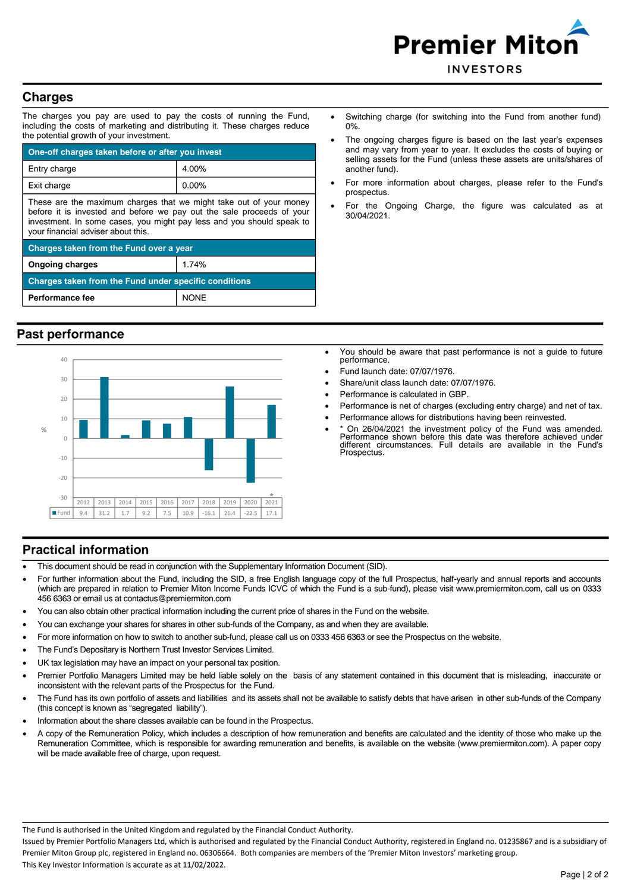## Charges

The charges you pay are used to pay the costs of running the Fund, including the costs of marketing and distributing it. These charges reduce the potential growth of your investment.

| One-off charges taken before or after you invest | |
|---|---|
| Entry charge | 4.00% |
| Exit charge | 0.00% |
| These are the maximum charges that we might take out of your money before it is invested and before we pay out the sale proceeds of your investment. In some cases, you might pay less and you should speak to your financial adviser about this. | |
| **Charges taken from the Fund over a year** | |
| **Ongoing charges** | 1.74% |
| **Charges taken from the Fund under specific conditions** | |
| **Performance fee** | NONE |

- Switching charge (for switching into the Fund from another fund) 0%.
- The ongoing charges figure is based on the last year's expenses and may vary from year to year. It excludes the costs of buying or selling assets for the Fund (unless these assets are units/shares of another fund).
- For more information about charges, please refer to the Fund's prospectus.
- For the Ongoing Charge, the figure was calculated as at 30/04/2021.

## Past performance

40
30
20
10
%
0
-10
-20
-30

2012 2013 2014 2015 2016 2017 2018 2019 2020 2021*

Fund 9.4 31.2 1.7 9.2 7.5 10.9 -16.1 26.4 -22.5 17.1

- You should be aware that past performance is not a guide to future performance.
- Fund launch date: 07/07/1976.
- Share/unit class launch date: 07/07/1976.
- Performance is calculated in GBP.
- Performance is net of charges (excluding entry charge) and net of tax.
- Performance allows for distributions having been reinvested.
- * On 26/04/2021 the investment policy of the Fund was amended. Performance shown before this date was therefore achieved under different circumstances. Full details are available in the Fund's Prospectus.

## Practical information

- This document should be read in conjunction with the Supplementary Information Document (SID).
- For further information about the Fund, including the SID, a free English language copy of the full Prospectus, half-yearly and annual reports and accounts (which are prepared in relation to Premier Miton Income Funds ICVC of which the Fund is a sub-fund), please visit www.premiermiton.com, call us on 0333 456 6363 or email us at contactus@premiermiton.com
- You can also obtain other practical information including the current price of shares in the Fund on the website.
- You can exchange your shares for shares in other sub-funds of the Company, as and when they are available.
- For more information on how to switch to another sub-fund, please call us on 0333 456 6363 or see the Prospectus on the website.
- The Fund's Depositary is Northern Trust Investor Services Limited.
- UK tax legislation may have an impact on your personal tax position.
- Premier Portfolio Managers Limited may be held liable solely on the basis of any statement contained in this document that is misleading, inaccurate or inconsistent with the relevant parts of the Prospectus for the Fund.
- The Fund has its own portfolio of assets and liabilities and its assets shall not be available to satisfy debts that have arisen in other sub-funds of the Company (this concept is known as "segregated liability").
- Information about the share classes available can be found in the Prospectus.
- A copy of the Remuneration Policy, which includes a description of how remuneration and benefits are calculated and the identity of those who make up the Remuneration Committee, which is responsible for awarding remuneration and benefits, is available on the website (www.premiermiton.com). A paper copy will be made available free of charge, upon request.

The Fund is authorised in the United Kingdom and regulated by the Financial Conduct Authority.
Issued by Premier Portfolio Managers Ltd, which is authorised and regulated by the Financial Conduct Authority, registered in England no. 01235867 and is a subsidiary of Premier Miton Group plc, registered in England no. 06306664. Both companies are members of the 'Premier Miton Investors' marketing group.
This Key Investor Information is accurate as at 11/02/2022.